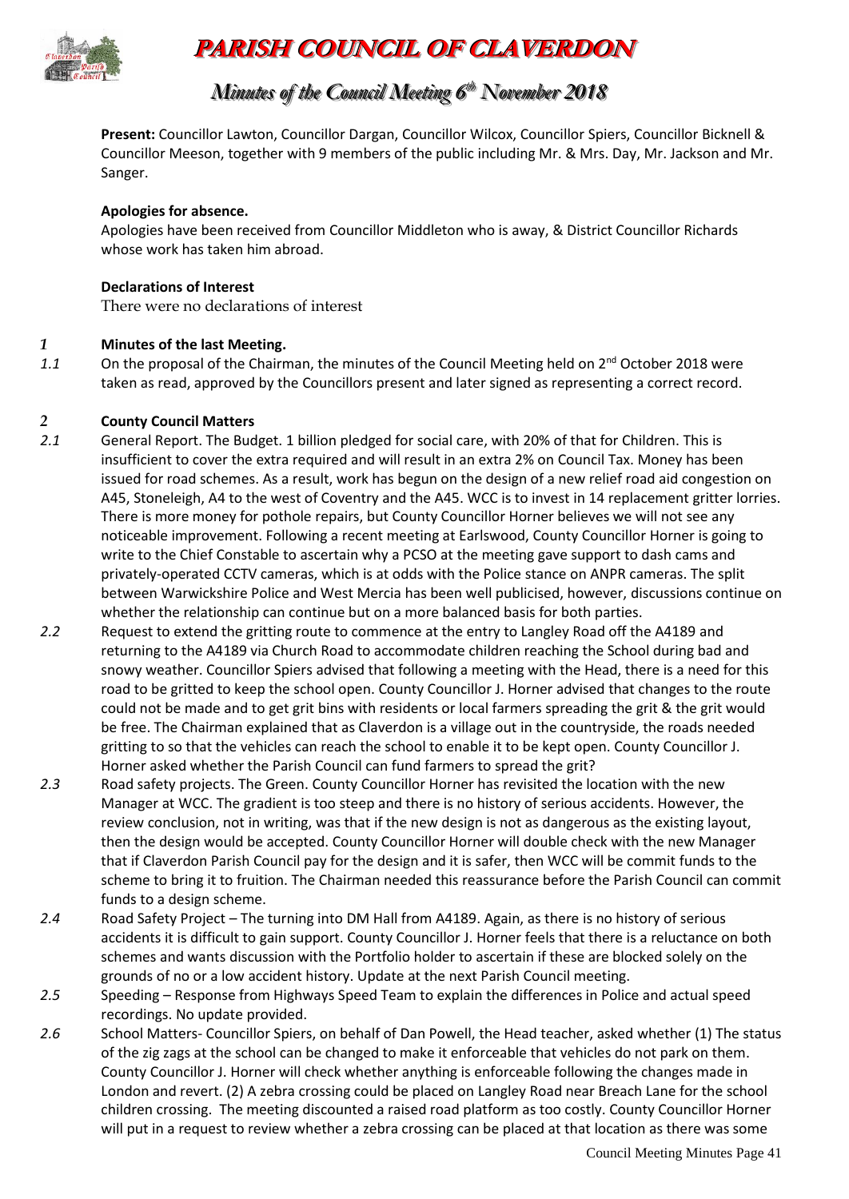# PARISH COUNCIL OF CLAVERDON

## *Minutes of the Council Meeting 6th November 2018*

**Present:** Councillor Lawton, Councillor Dargan, Councillor Wilcox, Councillor Spiers, Councillor Bicknell & Councillor Meeson, together with 9 members of the public including Mr. & Mrs. Day, Mr. Jackson and Mr. Sanger.

**Apologies for absence.**

Apologies have been received from Councillor Middleton who is away, & District Councillor Richards whose work has taken him abroad.

**Declarations of Interest**

There were no declarations of interest

### *1* Minutes of the last Meeting.

*1.1* On the proposal of the Chairman, the minutes of the Council Meeting held on 2nd October 2018 were taken as read, approved by the Councillors present and later signed as representing a correct record.

### *2* County Council Matters

*2.1* General Report. The Budget. 1 billion pledged for social care, with 20% of that for Children. This is insufficient to cover the extra required and will result in an extra 2% on Council Tax. Money has been issued for road schemes. As a result, work has begun on the design of a new relief road aid congestion on A45, Stoneleigh, A4 to the west of Coventry and the A45. WCC is to invest in 14 replacement gritter lorries. There is more money for pothole repairs, but County Councillor Horner believes we will not see any noticeable improvement. Following a recent meeting at Earlswood, County Councillor Horner is going to write to the Chief Constable to ascertain why a PCSO at the meeting gave support to dash cams and privately-operated CCTV cameras, which is at odds with the Police stance on ANPR cameras. The split between Warwickshire Police and West Mercia has been well publicised, however, discussions continue on whether the relationship can continue but on a more balanced basis for both parties.

*2.2* Request to extend the gritting route to commence at the entry to Langley Road off the A4189 and returning to the A4189 via Church Road to accommodate children reaching the School during bad and snowy weather. Councillor Spiers advised that following a meeting with the Head, there is a need for this road to be gritted to keep the school open. County Councillor J. Horner advised that changes to the route could not be made and to get grit bins with residents or local farmers spreading the grit & the grit would be free. The Chairman explained that as Claverdon is a village out in the countryside, the roads needed gritting to so that the vehicles can reach the school to enable it to be kept open. County Councillor J. Horner asked whether the Parish Council can fund farmers to spread the grit?

*2.3* Road safety projects. The Green. County Councillor Horner has revisited the location with the new Manager at WCC. The gradient is too steep and there is no history of serious accidents. However, the review conclusion, not in writing, was that if the new design is not as dangerous as the existing layout, then the design would be accepted. County Councillor Horner will double check with the new Manager that if Claverdon Parish Council pay for the design and it is safer, then WCC will be commit funds to the scheme to bring it to fruition. The Chairman needed this reassurance before the Parish Council can commit funds to a design scheme.

*2.4* Road Safety Project – The turning into DM Hall from A4189. Again, as there is no history of serious accidents it is difficult to gain support. County Councillor J. Horner feels that there is a reluctance on both schemes and wants discussion with the Portfolio holder to ascertain if these are blocked solely on the grounds of no or a low accident history. Update at the next Parish Council meeting.

*2.5* Speeding – Response from Highways Speed Team to explain the differences in Police and actual speed recordings. No update provided.

*2.6* School Matters- Councillor Spiers, on behalf of Dan Powell, the Head teacher, asked whether (1) The status of the zig zags at the school can be changed to make it enforceable that vehicles do not park on them. County Councillor J. Horner will check whether anything is enforceable following the changes made in London and revert. (2) A zebra crossing could be placed on Langley Road near Breach Lane for the school children crossing. The meeting discounted a raised road platform as too costly. County Councillor Horner will put in a request to review whether a zebra crossing can be placed at that location as there was some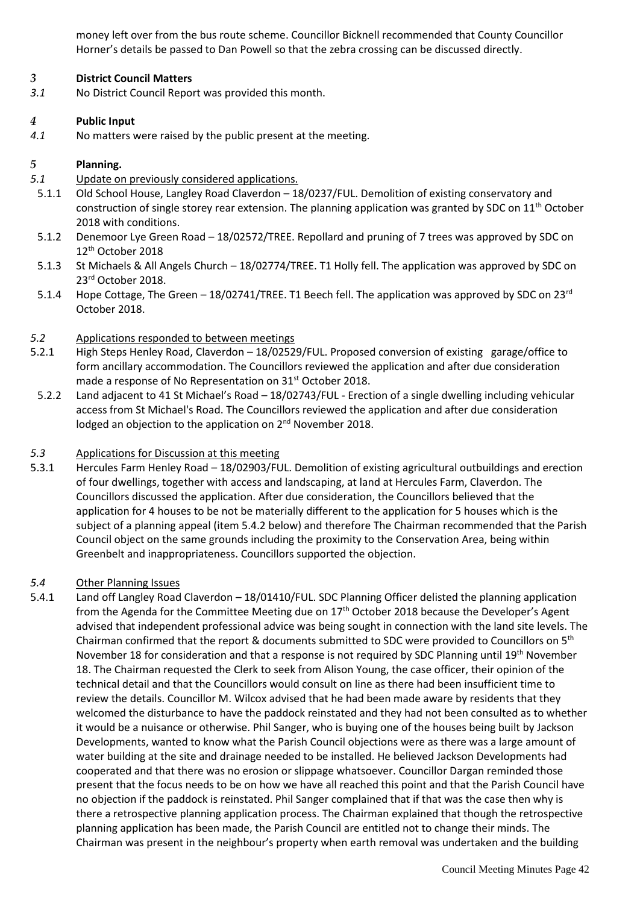money left over from the bus route scheme. Councillor Bicknell recommended that County Councillor Horner's details be passed to Dan Powell so that the zebra crossing can be discussed directly.

### *3* District Council Matters

*3.1* No District Council Report was provided this month.

### *4* Public Input

*4.1* No matters were raised by the public present at the meeting.

### *5* Planning.

*5.1* Update on previously considered applications.

5.1.1 Old School House, Langley Road Claverdon – 18/0237/FUL. Demolition of existing conservatory and construction of single storey rear extension. The planning application was granted by SDC on 11th October 2018 with conditions.

5.1.2 Denemoor Lye Green Road – 18/02572/TREE. Repollard and pruning of 7 trees was approved by SDC on 12th October 2018

5.1.3 St Michaels & All Angels Church – 18/02774/TREE. T1 Holly fell. The application was approved by SDC on 23rd October 2018.

5.1.4 Hope Cottage, The Green – 18/02741/TREE. T1 Beech fell. The application was approved by SDC on 23rd October 2018.

*5.2* Applications responded to between meetings

5.2.1 High Steps Henley Road, Claverdon – 18/02529/FUL. Proposed conversion of existing garage/office to form ancillary accommodation. The Councillors reviewed the application and after due consideration made a response of No Representation on 31st October 2018.

5.2.2 Land adjacent to 41 St Michael's Road – 18/02743/FUL - Erection of a single dwelling including vehicular access from St Michael's Road. The Councillors reviewed the application and after due consideration lodged an objection to the application on 2nd November 2018.

*5.3* Applications for Discussion at this meeting

5.3.1 Hercules Farm Henley Road – 18/02903/FUL. Demolition of existing agricultural outbuildings and erection of four dwellings, together with access and landscaping, at land at Hercules Farm, Claverdon. The Councillors discussed the application. After due consideration, the Councillors believed that the application for 4 houses to be not be materially different to the application for 5 houses which is the subject of a planning appeal (item 5.4.2 below) and therefore The Chairman recommended that the Parish Council object on the same grounds including the proximity to the Conservation Area, being within Greenbelt and inappropriateness. Councillors supported the objection.

*5.4* Other Planning Issues

5.4.1 Land off Langley Road Claverdon – 18/01410/FUL. SDC Planning Officer delisted the planning application from the Agenda for the Committee Meeting due on 17th October 2018 because the Developer's Agent advised that independent professional advice was being sought in connection with the land site levels. The Chairman confirmed that the report & documents submitted to SDC were provided to Councillors on 5th November 18 for consideration and that a response is not required by SDC Planning until 19th November 18. The Chairman requested the Clerk to seek from Alison Young, the case officer, their opinion of the technical detail and that the Councillors would consult on line as there had been insufficient time to review the details. Councillor M. Wilcox advised that he had been made aware by residents that they welcomed the disturbance to have the paddock reinstated and they had not been consulted as to whether it would be a nuisance or otherwise. Phil Sanger, who is buying one of the houses being built by Jackson Developments, wanted to know what the Parish Council objections were as there was a large amount of water building at the site and drainage needed to be installed. He believed Jackson Developments had cooperated and that there was no erosion or slippage whatsoever. Councillor Dargan reminded those present that the focus needs to be on how we have all reached this point and that the Parish Council have no objection if the paddock is reinstated. Phil Sanger complained that if that was the case then why is there a retrospective planning application process. The Chairman explained that though the retrospective planning application has been made, the Parish Council are entitled not to change their minds. The Chairman was present in the neighbour's property when earth removal was undertaken and the building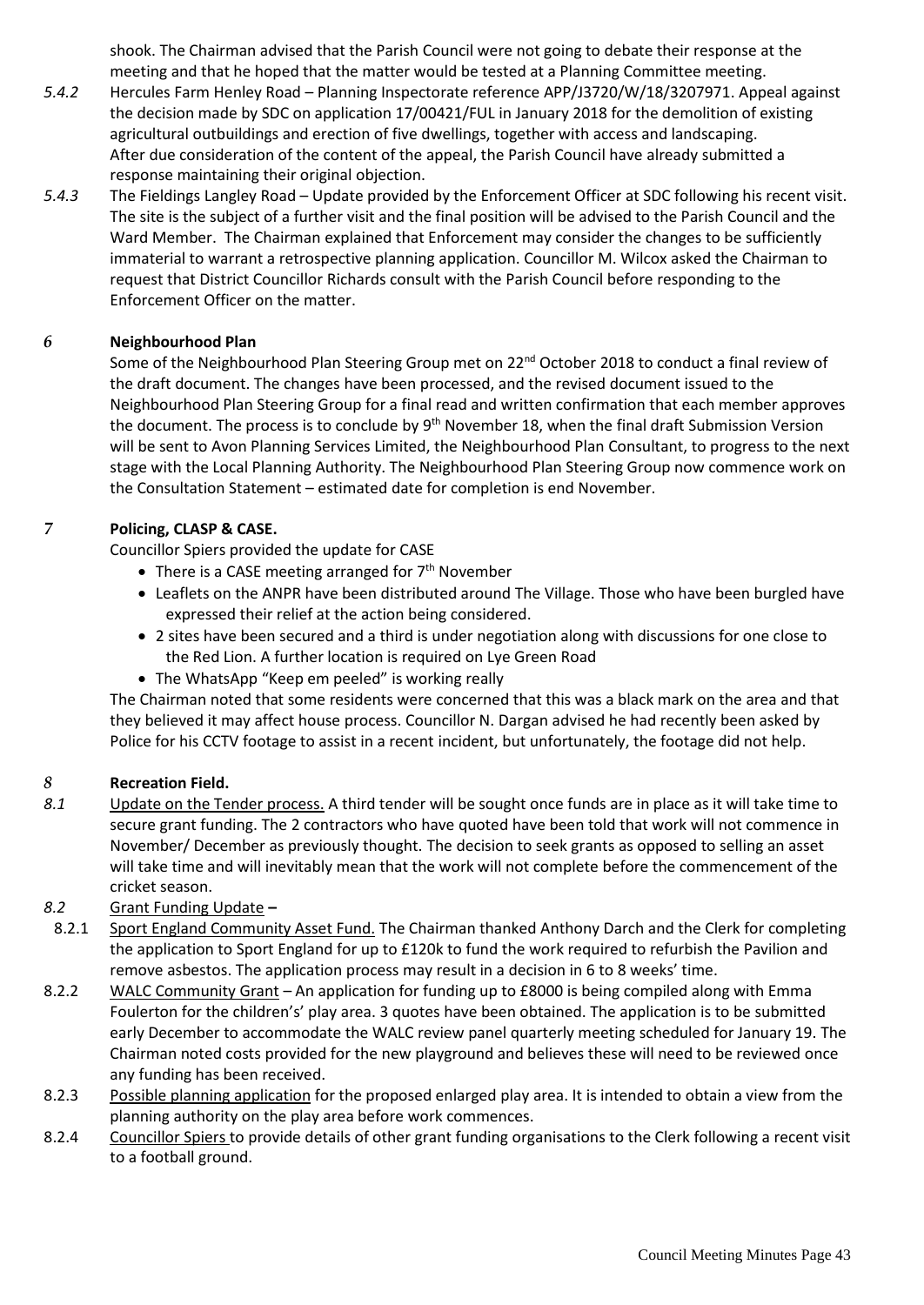shook. The Chairman advised that the Parish Council were not going to debate their response at the meeting and that he hoped that the matter would be tested at a Planning Committee meeting.

*5.4.2* Hercules Farm Henley Road – Planning Inspectorate reference APP/J3720/W/18/3207971. Appeal against the decision made by SDC on application 17/00421/FUL in January 2018 for the demolition of existing agricultural outbuildings and erection of five dwellings, together with access and landscaping. After due consideration of the content of the appeal, the Parish Council have already submitted a response maintaining their original objection.

*5.4.3* The Fieldings Langley Road – Update provided by the Enforcement Officer at SDC following his recent visit. The site is the subject of a further visit and the final position will be advised to the Parish Council and the Ward Member. The Chairman explained that Enforcement may consider the changes to be sufficiently immaterial to warrant a retrospective planning application. Councillor M. Wilcox asked the Chairman to request that District Councillor Richards consult with the Parish Council before responding to the Enforcement Officer on the matter.

## *6* **Neighbourhood Plan**

Some of the Neighbourhood Plan Steering Group met on 22nd October 2018 to conduct a final review of the draft document. The changes have been processed, and the revised document issued to the Neighbourhood Plan Steering Group for a final read and written confirmation that each member approves the document. The process is to conclude by 9th November 18, when the final draft Submission Version will be sent to Avon Planning Services Limited, the Neighbourhood Plan Consultant, to progress to the next stage with the Local Planning Authority. The Neighbourhood Plan Steering Group now commence work on the Consultation Statement – estimated date for completion is end November.

## *7* **Policing, CLASP & CASE.**

Councillor Spiers provided the update for CASE

- There is a CASE meeting arranged for 7th November
- Leaflets on the ANPR have been distributed around The Village. Those who have been burgled have expressed their relief at the action being considered.
- 2 sites have been secured and a third is under negotiation along with discussions for one close to the Red Lion. A further location is required on Lye Green Road
- The WhatsApp "Keep em peeled" is working really

The Chairman noted that some residents were concerned that this was a black mark on the area and that they believed it may affect house process. Councillor N. Dargan advised he had recently been asked by Police for his CCTV footage to assist in a recent incident, but unfortunately, the footage did not help.

## *8* **Recreation Field.**

*8.1* Update on the Tender process. A third tender will be sought once funds are in place as it will take time to secure grant funding. The 2 contractors who have quoted have been told that work will not commence in November/ December as previously thought. The decision to seek grants as opposed to selling an asset will take time and will inevitably mean that the work will not complete before the commencement of the cricket season.

*8.2* Grant Funding Update **–**

8.2.1 Sport England Community Asset Fund. The Chairman thanked Anthony Darch and the Clerk for completing the application to Sport England for up to £120k to fund the work required to refurbish the Pavilion and remove asbestos. The application process may result in a decision in 6 to 8 weeks' time.

8.2.2 WALC Community Grant – An application for funding up to £8000 is being compiled along with Emma Foulerton for the children's' play area. 3 quotes have been obtained. The application is to be submitted early December to accommodate the WALC review panel quarterly meeting scheduled for January 19. The Chairman noted costs provided for the new playground and believes these will need to be reviewed once any funding has been received.

8.2.3 Possible planning application for the proposed enlarged play area. It is intended to obtain a view from the planning authority on the play area before work commences.

8.2.4 Councillor Spiers to provide details of other grant funding organisations to the Clerk following a recent visit to a football ground.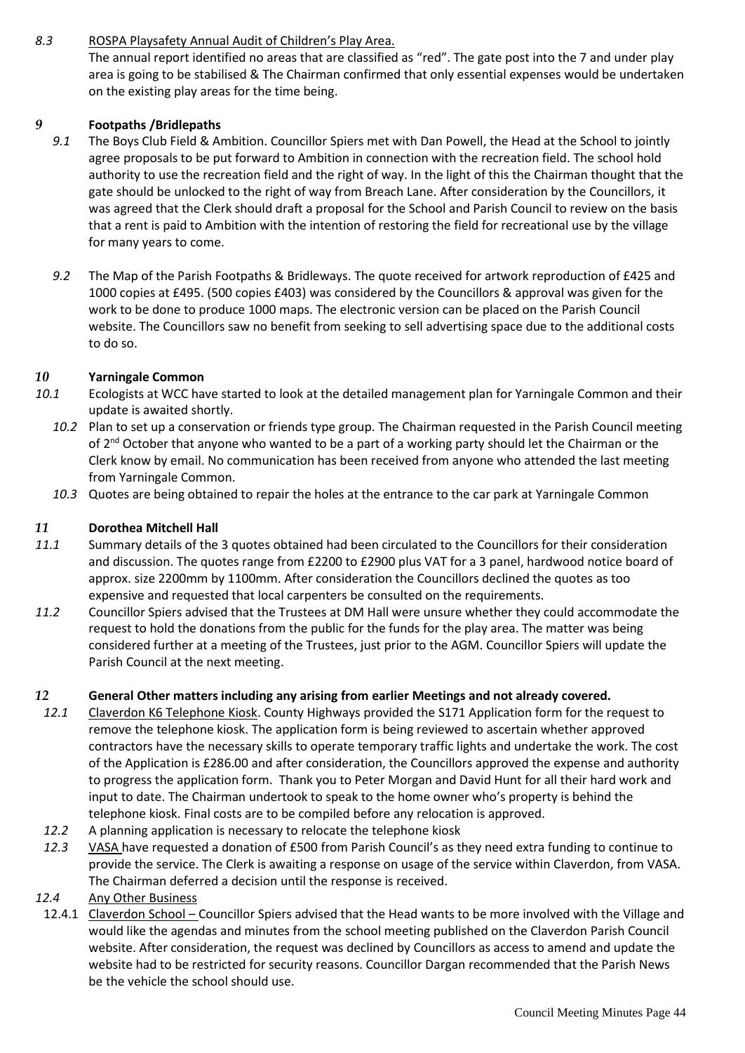*8.3* ROSPA Playsafety Annual Audit of Children's Play Area.

The annual report identified no areas that are classified as "red". The gate post into the 7 and under play area is going to be stabilised & The Chairman confirmed that only essential expenses would be undertaken on the existing play areas for the time being.

### *9* Footpaths /Bridlepaths

*9.1* The Boys Club Field & Ambition. Councillor Spiers met with Dan Powell, the Head at the School to jointly agree proposals to be put forward to Ambition in connection with the recreation field. The school hold authority to use the recreation field and the right of way. In the light of this the Chairman thought that the gate should be unlocked to the right of way from Breach Lane. After consideration by the Councillors, it was agreed that the Clerk should draft a proposal for the School and Parish Council to review on the basis that a rent is paid to Ambition with the intention of restoring the field for recreational use by the village for many years to come.

*9.2* The Map of the Parish Footpaths & Bridleways. The quote received for artwork reproduction of £425 and 1000 copies at £495. (500 copies £403) was considered by the Councillors & approval was given for the work to be done to produce 1000 maps. The electronic version can be placed on the Parish Council website. The Councillors saw no benefit from seeking to sell advertising space due to the additional costs to do so.

### *10* Yarningale Common

*10.1* Ecologists at WCC have started to look at the detailed management plan for Yarningale Common and their update is awaited shortly.

*10.2* Plan to set up a conservation or friends type group. The Chairman requested in the Parish Council meeting of 2nd October that anyone who wanted to be a part of a working party should let the Chairman or the Clerk know by email. No communication has been received from anyone who attended the last meeting from Yarningale Common.

*10.3* Quotes are being obtained to repair the holes at the entrance to the car park at Yarningale Common

### *11* Dorothea Mitchell Hall

*11.1* Summary details of the 3 quotes obtained had been circulated to the Councillors for their consideration and discussion. The quotes range from £2200 to £2900 plus VAT for a 3 panel, hardwood notice board of approx. size 2200mm by 1100mm. After consideration the Councillors declined the quotes as too expensive and requested that local carpenters be consulted on the requirements.

*11.2* Councillor Spiers advised that the Trustees at DM Hall were unsure whether they could accommodate the request to hold the donations from the public for the funds for the play area. The matter was being considered further at a meeting of the Trustees, just prior to the AGM. Councillor Spiers will update the Parish Council at the next meeting.

### *12* General Other matters including any arising from earlier Meetings and not already covered.

*12.1* Claverdon K6 Telephone Kiosk. County Highways provided the S171 Application form for the request to remove the telephone kiosk. The application form is being reviewed to ascertain whether approved contractors have the necessary skills to operate temporary traffic lights and undertake the work. The cost of the Application is £286.00 and after consideration, the Councillors approved the expense and authority to progress the application form. Thank you to Peter Morgan and David Hunt for all their hard work and input to date. The Chairman undertook to speak to the home owner who's property is behind the telephone kiosk. Final costs are to be compiled before any relocation is approved.

*12.2* A planning application is necessary to relocate the telephone kiosk

*12.3* VASA have requested a donation of £500 from Parish Council's as they need extra funding to continue to provide the service. The Clerk is awaiting a response on usage of the service within Claverdon, from VASA. The Chairman deferred a decision until the response is received.

*12.4* Any Other Business

12.4.1 Claverdon School – Councillor Spiers advised that the Head wants to be more involved with the Village and would like the agendas and minutes from the school meeting published on the Claverdon Parish Council website. After consideration, the request was declined by Councillors as access to amend and update the website had to be restricted for security reasons. Councillor Dargan recommended that the Parish News be the vehicle the school should use.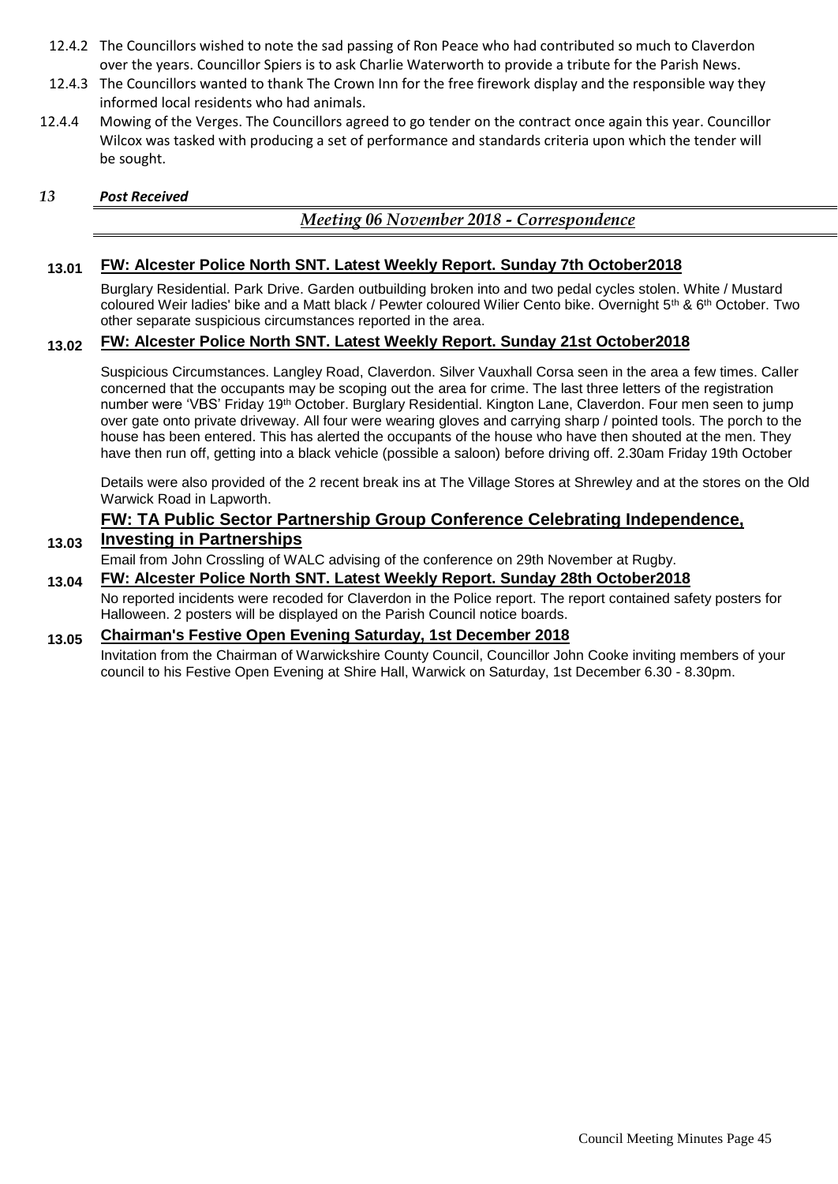12.4.2 The Councillors wished to note the sad passing of Ron Peace who had contributed so much to Claverdon over the years. Councillor Spiers is to ask Charlie Waterworth to provide a tribute for the Parish News.

12.4.3 The Councillors wanted to thank The Crown Inn for the free firework display and the responsible way they informed local residents who had animals.

12.4.4 Mowing of the Verges. The Councillors agreed to go tender on the contract once again this year. Councillor Wilcox was tasked with producing a set of performance and standards criteria upon which the tender will be sought.

## *13 Post Received*

### *Meeting 06 November 2018 - Correspondence*

**13.01 FW: Alcester Police North SNT. Latest Weekly Report. Sunday 7th October2018**

Burglary Residential. Park Drive. Garden outbuilding broken into and two pedal cycles stolen. White / Mustard coloured Weir ladies' bike and a Matt black / Pewter coloured Wilier Cento bike. Overnight 5th & 6th October. Two other separate suspicious circumstances reported in the area.

**13.02 FW: Alcester Police North SNT. Latest Weekly Report. Sunday 21st October2018**

Suspicious Circumstances. Langley Road, Claverdon. Silver Vauxhall Corsa seen in the area a few times. Caller concerned that the occupants may be scoping out the area for crime. The last three letters of the registration number were 'VBS' Friday 19th October. Burglary Residential. Kington Lane, Claverdon. Four men seen to jump over gate onto private driveway. All four were wearing gloves and carrying sharp / pointed tools. The porch to the house has been entered. This has alerted the occupants of the house who have then shouted at the men. They have then run off, getting into a black vehicle (possible a saloon) before driving off. 2.30am Friday 19th October

Details were also provided of the 2 recent break ins at The Village Stores at Shrewley and at the stores on the Old Warwick Road in Lapworth.

**13.03 FW: TA Public Sector Partnership Group Conference Celebrating Independence, Investing in Partnerships**

Email from John Crossling of WALC advising of the conference on 29th November at Rugby.

**13.04 FW: Alcester Police North SNT. Latest Weekly Report. Sunday 28th October2018**

No reported incidents were recoded for Claverdon in the Police report. The report contained safety posters for Halloween. 2 posters will be displayed on the Parish Council notice boards.

**13.05 Chairman's Festive Open Evening Saturday, 1st December 2018**

Invitation from the Chairman of Warwickshire County Council, Councillor John Cooke inviting members of your council to his Festive Open Evening at Shire Hall, Warwick on Saturday, 1st December 6.30 - 8.30pm.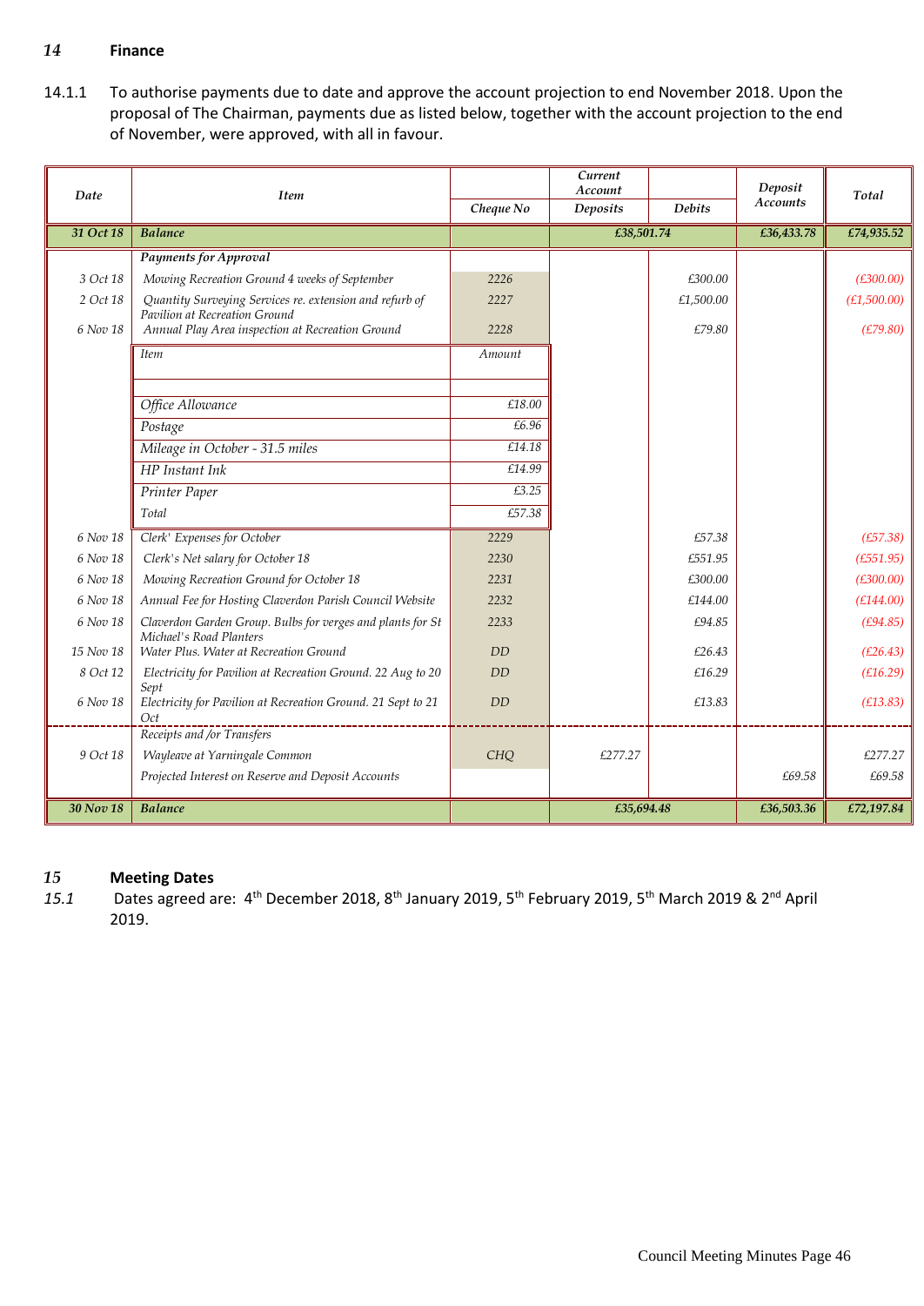## 14 Finance

14.1.1 To authorise payments due to date and approve the account projection to end November 2018. Upon the proposal of The Chairman, payments due as listed below, together with the account projection to the end of November, were approved, with all in favour.

| Date | Item | Cheque No | Current Account Deposits | Current Account Debits | Deposit Accounts | Total |
|---|---|---|---|---|---|---|
| 31 Oct 18 | Balance | | £38,501.74 | | £36,433.78 | £74,935.52 |
| | *Payments for Approval* | | | | | |
| 3 Oct 18 | Mowing Recreation Ground 4 weeks of September | 2226 | | £300.00 | | (£300.00) |
| 2 Oct 18 | Quantity Surveying Services re. extension and refurb of Pavilion at Recreation Ground | 2227 | | £1,500.00 | | (£1,500.00) |
| 6 Nov 18 | Annual Play Area inspection at Recreation Ground | 2228 | | £79.80 | | (£79.80) |
| | Item | Amount | | | | |
| | Office Allowance | £18.00 | | | | |
| | Postage | £6.96 | | | | |
| | Mileage in October - 31.5 miles | £14.18 | | | | |
| | HP Instant Ink | £14.99 | | | | |
| | Printer Paper | £3.25 | | | | |
| | Total | £57.38 | | | | |
| 6 Nov 18 | Clerk' Expenses for October | 2229 | | £57.38 | | (£57.38) |
| 6 Nov 18 | Clerk's Net salary for October 18 | 2230 | | £551.95 | | (£551.95) |
| 6 Nov 18 | Mowing Recreation Ground for October 18 | 2231 | | £300.00 | | (£300.00) |
| 6 Nov 18 | Annual Fee for Hosting Claverdon Parish Council Website | 2232 | | £144.00 | | (£144.00) |
| 6 Nov 18 | Claverdon Garden Group. Bulbs for verges and plants for St Michael's Road Planters | 2233 | | £94.85 | | (£94.85) |
| 15 Nov 18 | Water Plus. Water at Recreation Ground | DD | | £26.43 | | (£26.43) |
| 8 Oct 12 | Electricity for Pavilion at Recreation Ground. 22 Aug to 20 Sept | DD | | £16.29 | | (£16.29) |
| 6 Nov 18 | Electricity for Pavilion at Recreation Ground. 21 Sept to 21 Oct | DD | | £13.83 | | (£13.83) |
| | Receipts and /or Transfers | | | | | |
| 9 Oct 18 | Wayleave at Yarningale Common | CHQ | £277.27 | | | £277.27 |
| | Projected Interest on Reserve and Deposit Accounts | | | | £69.58 | £69.58 |
| 30 Nov 18 | Balance | | £35,694.48 | | £36,503.36 | £72,197.84 |

## 15 Meeting Dates

15.1 Dates agreed are: 4th December 2018, 8th January 2019, 5th February 2019, 5th March 2019 & 2nd April 2019.